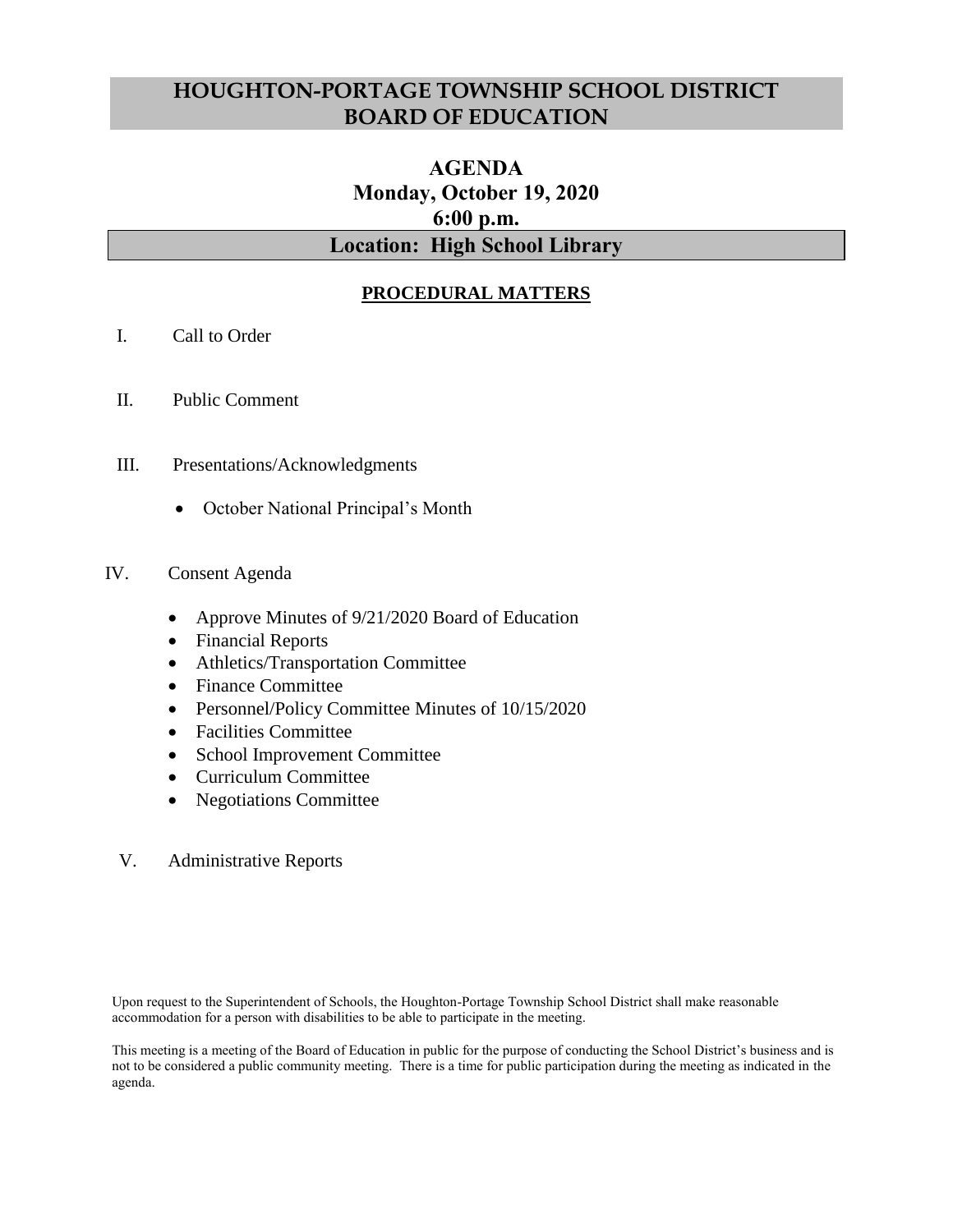# HOUGHTON-PORTAGE TOWNSHIP SCHOOL DISTRICT BOARD OF EDUCATION

## AGENDA
## Monday, October 19, 2020
## 6:00 p.m.
## Location: High School Library

### PROCEDURAL MATTERS

I. Call to Order

II. Public Comment

III. Presentations/Acknowledgments

- October National Principal's Month

IV. Consent Agenda

- Approve Minutes of 9/21/2020 Board of Education
- Financial Reports
- Athletics/Transportation Committee
- Finance Committee
- Personnel/Policy Committee Minutes of 10/15/2020
- Facilities Committee
- School Improvement Committee
- Curriculum Committee
- Negotiations Committee

V. Administrative Reports

Upon request to the Superintendent of Schools, the Houghton-Portage Township School District shall make reasonable accommodation for a person with disabilities to be able to participate in the meeting.

This meeting is a meeting of the Board of Education in public for the purpose of conducting the School District's business and is not to be considered a public community meeting. There is a time for public participation during the meeting as indicated in the agenda.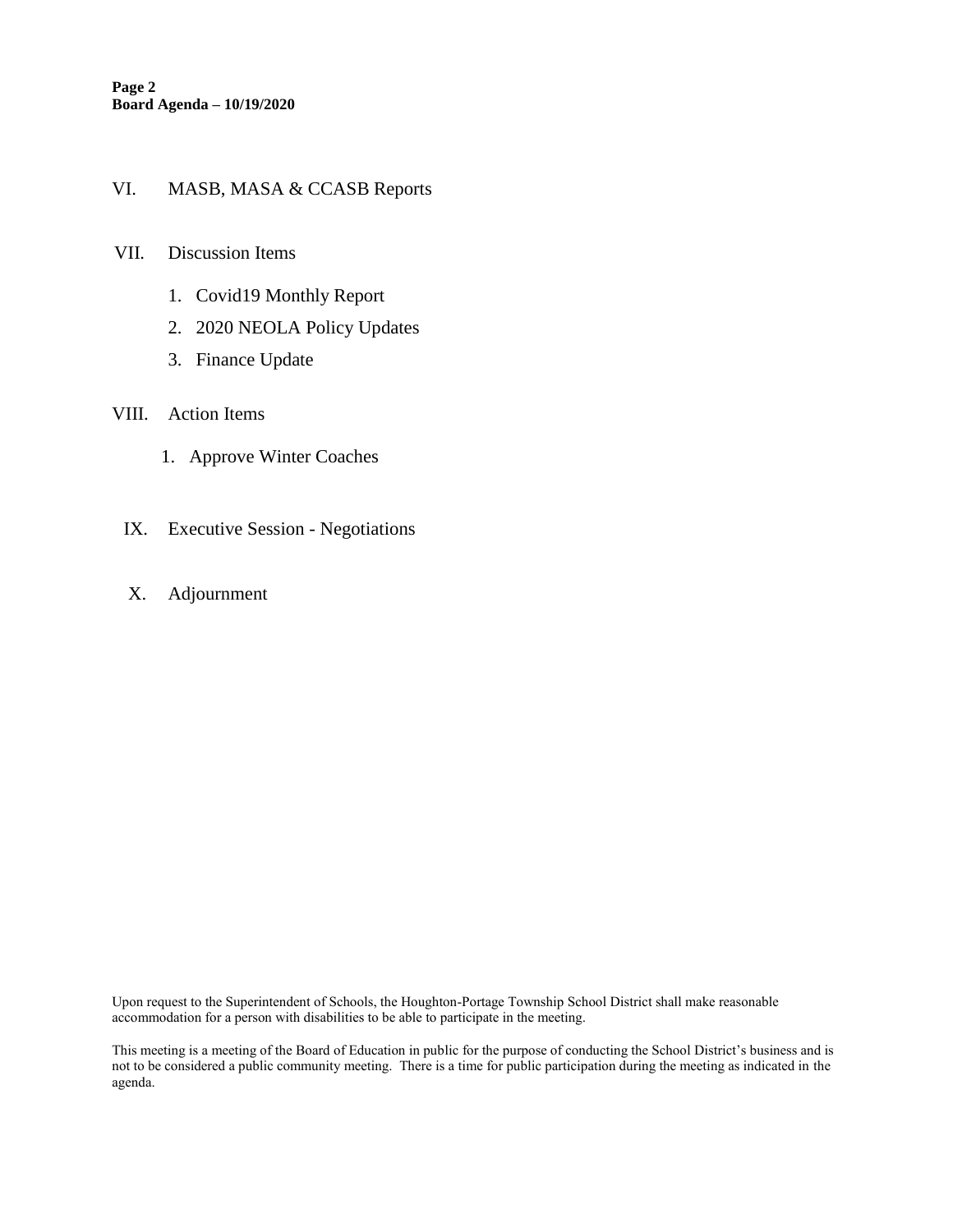VI. MASB, MASA & CCASB Reports

VII. Discussion Items

1. Covid19 Monthly Report
2. 2020 NEOLA Policy Updates
3. Finance Update

VIII. Action Items

1. Approve Winter Coaches

IX. Executive Session - Negotiations

X. Adjournment

Upon request to the Superintendent of Schools, the Houghton-Portage Township School District shall make reasonable accommodation for a person with disabilities to be able to participate in the meeting.

This meeting is a meeting of the Board of Education in public for the purpose of conducting the School District's business and is not to be considered a public community meeting. There is a time for public participation during the meeting as indicated in the agenda.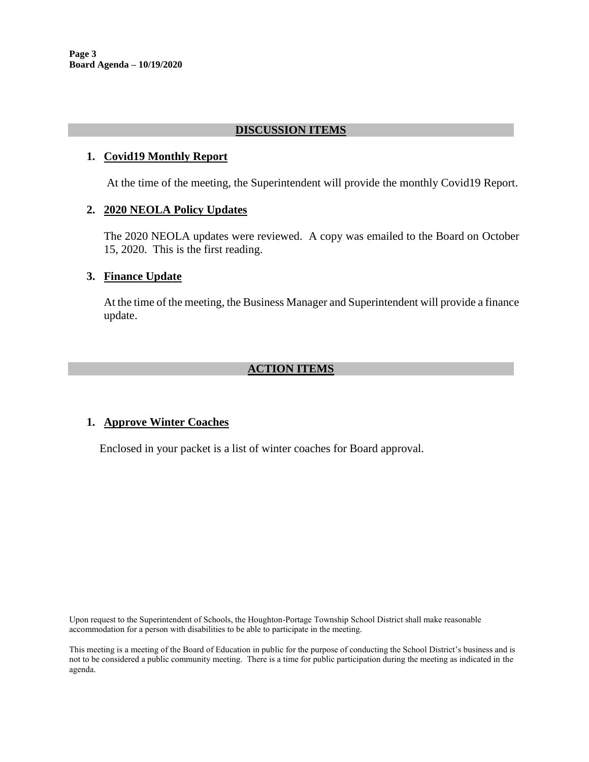## DISCUSSION ITEMS

1. **Covid19 Monthly Report**

   At the time of the meeting, the Superintendent will provide the monthly Covid19 Report.

2. **2020 NEOLA Policy Updates**

   The 2020 NEOLA updates were reviewed. A copy was emailed to the Board on October 15, 2020. This is the first reading.

3. **Finance Update**

   At the time of the meeting, the Business Manager and Superintendent will provide a finance update.

## ACTION ITEMS

1. **Approve Winter Coaches**

   Enclosed in your packet is a list of winter coaches for Board approval.

Upon request to the Superintendent of Schools, the Houghton-Portage Township School District shall make reasonable accommodation for a person with disabilities to be able to participate in the meeting.

This meeting is a meeting of the Board of Education in public for the purpose of conducting the School District's business and is not to be considered a public community meeting. There is a time for public participation during the meeting as indicated in the agenda.